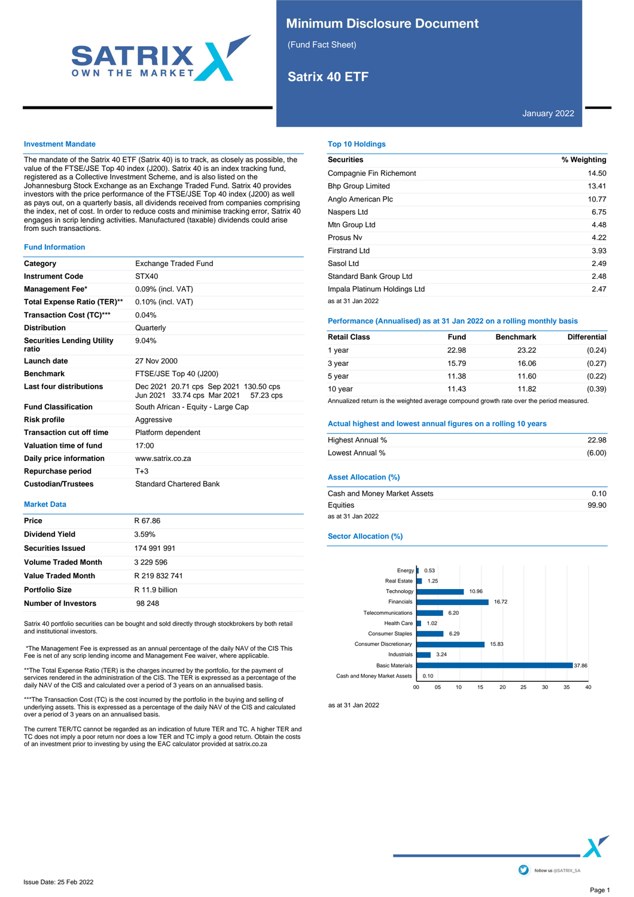# Minimum Disclosure Document

(Fund Fact Sheet)

## Satrix 40 ETF

January 2022

### Investment Mandate

The mandate of the Satrix 40 ETF (Satrix 40) is to track, as closely as possible, the value of the FTSE/JSE Top 40 index (J200). Satrix 40 is an index tracking fund, registered as a Collective Investment Scheme, and is also listed on the Johannesburg Stock Exchange as an Exchange Traded Fund. Satrix 40 provides investors with the price performance of the FTSE/JSE Top 40 index (J200) as well as pays out, on a quarterly basis, all dividends received from companies comprising the index, net of cost. In order to reduce costs and minimise tracking error, Satrix 40 engages in scrip lending activities. Manufactured (taxable) dividends could arise from such transactions.

### Fund Information

| | |
|---|---|
| **Category** | Exchange Traded Fund |
| **Instrument Code** | STX40 |
| **Management Fee*** | 0.09% (incl. VAT) |
| **Total Expense Ratio (TER)**** | 0.10% (incl. VAT) |
| **Transaction Cost (TC)***** | 0.04% |
| **Distribution** | Quarterly |
| **Securities Lending Utility ratio** | 9.04% |
| **Launch date** | 27 Nov 2000 |
| **Benchmark** | FTSE/JSE Top 40 (J200) |
| **Last four distributions** | Dec 2021 20.71 cps Sep 2021 130.50 cps Jun 2021 33.74 cps Mar 2021 57.23 cps |
| **Fund Classification** | South African - Equity - Large Cap |
| **Risk profile** | Aggressive |
| **Transaction cut off time** | Platform dependent |
| **Valuation time of fund** | 17:00 |
| **Daily price information** | www.satrix.co.za |
| **Repurchase period** | T+3 |
| **Custodian/Trustees** | Standard Chartered Bank |

### Market Data

| | |
|---|---|
| **Price** | R 67.86 |
| **Dividend Yield** | 3.59% |
| **Securities Issued** | 174 991 991 |
| **Volume Traded Month** | 3 229 596 |
| **Value Traded Month** | R 219 832 741 |
| **Portfolio Size** | R 11.9 billion |
| **Number of Investors** | 98 248 |

Satrix 40 portfolio securities can be bought and sold directly through stockbrokers by both retail and institutional investors.

*The Management Fee is expressed as an annual percentage of the daily NAV of the CIS This Fee is net of any scrip lending income and Management Fee waiver, where applicable.

**The Total Expense Ratio (TER) is the charges incurred by the portfolio, for the payment of services rendered in the administration of the CIS. The TER is expressed as a percentage of the daily NAV of the CIS and calculated over a period of 3 years on an annualised basis.

***The Transaction Cost (TC) is the cost incurred by the portfolio in the buying and selling of underlying assets. This is expressed as a percentage of the daily NAV of the CIS and calculated over a period of 3 years on an annualised basis.

The current TER/TC cannot be regarded as an indication of future TER and TC. A higher TER and TC does not imply a poor return nor does a low TER and TC imply a good return. Obtain the costs of an investment prior to investing by using the EAC calculator provided at satrix.co.za

### Top 10 Holdings

| Securities | % Weighting |
|---|---|
| Compagnie Fin Richemont | 14.50 |
| Bhp Group Limited | 13.41 |
| Anglo American Plc | 10.77 |
| Naspers Ltd | 6.75 |
| Mtn Group Ltd | 4.48 |
| Prosus Nv | 4.22 |
| Firstrand Ltd | 3.93 |
| Sasol Ltd | 2.49 |
| Standard Bank Group Ltd | 2.48 |
| Impala Platinum Holdings Ltd | 2.47 |

as at 31 Jan 2022

### Performance (Annualised) as at 31 Jan 2022 on a rolling monthly basis

| Retail Class | Fund | Benchmark | Differential |
|---|---|---|---|
| 1 year | 22.98 | 23.22 | (0.24) |
| 3 year | 15.79 | 16.06 | (0.27) |
| 5 year | 11.38 | 11.60 | (0.22) |
| 10 year | 11.43 | 11.82 | (0.39) |

Annualized return is the weighted average compound growth rate over the period measured.

### Actual highest and lowest annual figures on a rolling 10 years

| | |
|---|---|
| Highest Annual % | 22.98 |
| Lowest Annual % | (6.00) |

### Asset Allocation (%)

| | |
|---|---|
| Cash and Money Market Assets | 0.10 |
| Equities | 99.90 |

as at 31 Jan 2022

### Sector Allocation (%)

| Sector | % |
|---|---|
| Energy | 0.53 |
| Real Estate | 1.25 |
| Technology | 10.96 |
| Financials | 16.72 |
| Telecommunications | 6.20 |
| Health Care | 1.02 |
| Consumer Staples | 6.29 |
| Consumer Discretionary | 15.83 |
| Industrials | 3.24 |
| Basic Materials | 37.86 |
| Cash and Money Market Assets | 0.10 |

as at 31 Jan 2022

follow us @SATRIX_SA

Issue Date: 25 Feb 2022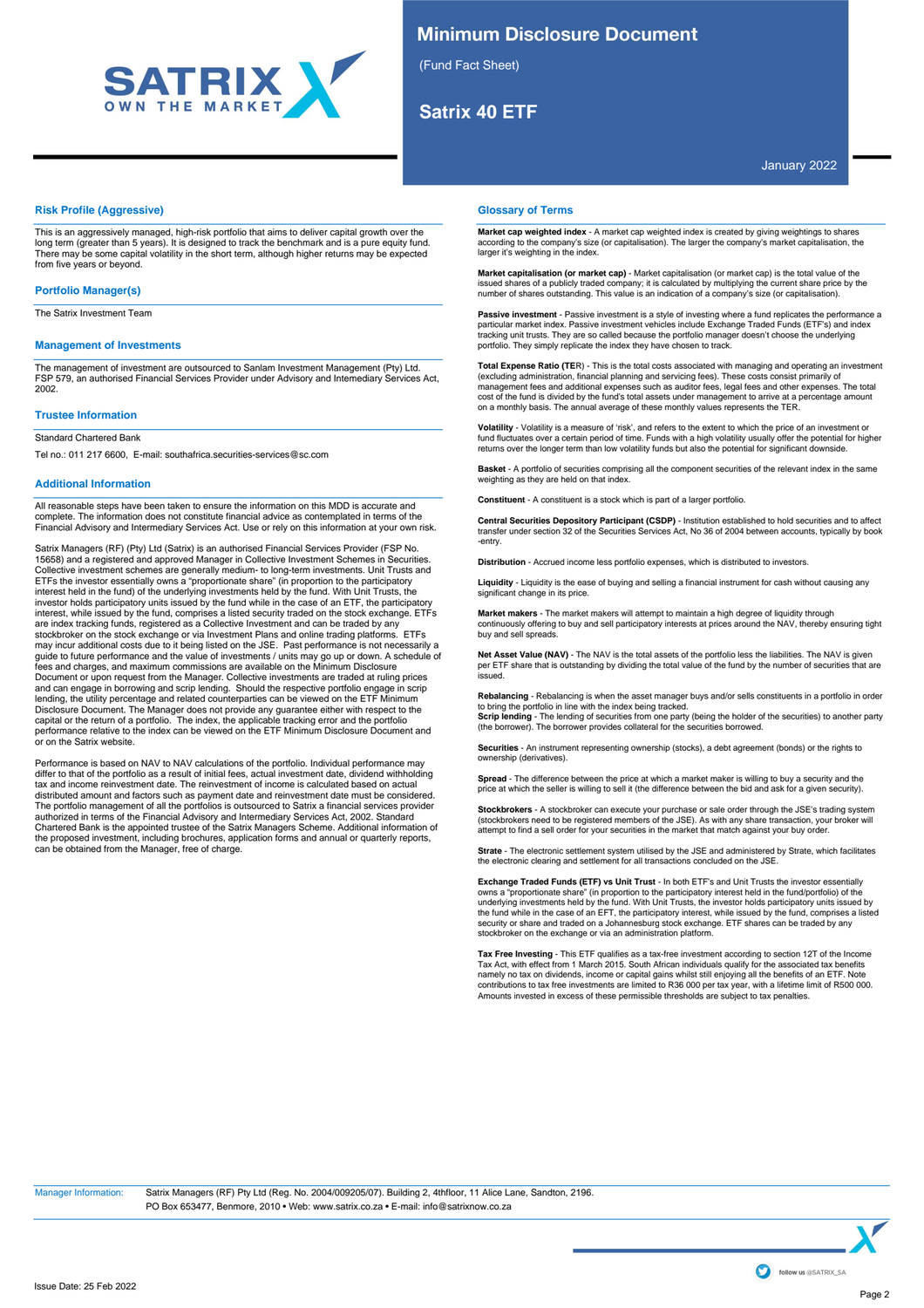# Minimum Disclosure Document

(Fund Fact Sheet)

## Satrix 40 ETF

January 2022

### Risk Profile (Aggressive)

This is an aggressively managed, high-risk portfolio that aims to deliver capital growth over the long term (greater than 5 years). It is designed to track the benchmark and is a pure equity fund. There may be some capital volatility in the short term, although higher returns may be expected from five years or beyond.

### Portfolio Manager(s)

The Satrix Investment Team

### Management of Investments

The management of investment are outsourced to Sanlam Investment Management (Pty) Ltd. FSP 579, an authorised Financial Services Provider under Advisory and Intemediary Services Act, 2002.

### Trustee Information

Standard Chartered Bank

Tel no.: 011 217 6600, E-mail: southafrica.securities-services@sc.com

### Additional Information

All reasonable steps have been taken to ensure the information on this MDD is accurate and complete. The information does not constitute financial advice as contemplated in terms of the Financial Advisory and Intermediary Services Act. Use or rely on this information at your own risk.

Satrix Managers (RF) (Pty) Ltd (Satrix) is an authorised Financial Services Provider (FSP No. 15658) and a registered and approved Manager in Collective Investment Schemes in Securities. Collective investment schemes are generally medium- to long-term investments. Unit Trusts and ETFs the investor essentially owns a "proportionate share" (in proportion to the participatory interest held in the fund) of the underlying investments held by the fund. With Unit Trusts, the investor holds participatory units issued by the fund while in the case of an ETF, the participatory interest, while issued by the fund, comprises a listed security traded on the stock exchange. ETFs are index tracking funds, registered as a Collective Investment and can be traded by any stockbroker on the stock exchange or via Investment Plans and online trading platforms. ETFs may incur additional costs due to it being listed on the JSE. Past performance is not necessarily a guide to future performance and the value of investments / units may go up or down. A schedule of fees and charges, and maximum commissions are available on the Minimum Disclosure Document or upon request from the Manager. Collective investments are traded at ruling prices and can engage in borrowing and scrip lending. Should the respective portfolio engage in scrip lending, the utility percentage and related counterparties can be viewed on the ETF Minimum Disclosure Document. The Manager does not provide any guarantee either with respect to the capital or the return of a portfolio. The index, the applicable tracking error and the portfolio performance relative to the index can be viewed on the ETF Minimum Disclosure Document and or on the Satrix website.

Performance is based on NAV to NAV calculations of the portfolio. Individual performance may differ to that of the portfolio as a result of initial fees, actual investment date, dividend withholding tax and income reinvestment date. The reinvestment of income is calculated based on actual distributed amount and factors such as payment date and reinvestment date must be considered. The portfolio management of all the portfolios is outsourced to Satrix a financial services provider authorized in terms of the Financial Advisory and Intermediary Services Act, 2002. Standard Chartered Bank is the appointed trustee of the Satrix Managers Scheme. Additional information of the proposed investment, including brochures, application forms and annual or quarterly reports, can be obtained from the Manager, free of charge.

### Glossary of Terms

**Market cap weighted index** - A market cap weighted index is created by giving weightings to shares according to the company's size (or capitalisation). The larger the company's market capitalisation, the larger it's weighting in the index.

**Market capitalisation (or market cap)** - Market capitalisation (or market cap) is the total value of the issued shares of a publicly traded company; it is calculated by multiplying the current share price by the number of shares outstanding. This value is an indication of a company's size (or capitalisation).

**Passive investment** - Passive investment is a style of investing where a fund replicates the performance a particular market index. Passive investment vehicles include Exchange Traded Funds (ETF's) and index tracking unit trusts. They are so called because the portfolio manager doesn't choose the underlying portfolio. They simply replicate the index they have chosen to track.

**Total Expense Ratio (TE**R) - This is the total costs associated with managing and operating an investment (excluding administration, financial planning and servicing fees). These costs consist primarily of management fees and additional expenses such as auditor fees, legal fees and other expenses. The total cost of the fund is divided by the fund's total assets under management to arrive at a percentage amount on a monthly basis. The annual average of these monthly values represents the TER.

**Volatility** - Volatility is a measure of 'risk', and refers to the extent to which the price of an investment or fund fluctuates over a certain period of time. Funds with a high volatility usually offer the potential for higher returns over the longer term than low volatility funds but also the potential for significant downside.

**Basket** - A portfolio of securities comprising all the component securities of the relevant index in the same weighting as they are held on that index.

**Constituent** - A constituent is a stock which is part of a larger portfolio.

**Central Securities Depository Participant (CSDP)** - Institution established to hold securities and to affect transfer under section 32 of the Securities Services Act, No 36 of 2004 between accounts, typically by book -entry.

**Distribution** - Accrued income less portfolio expenses, which is distributed to investors.

**Liquidity** - Liquidity is the ease of buying and selling a financial instrument for cash without causing any significant change in its price.

**Market makers** - The market makers will attempt to maintain a high degree of liquidity through continuously offering to buy and sell participatory interests at prices around the NAV, thereby ensuring tight buy and sell spreads.

**Net Asset Value (NAV)** - The NAV is the total assets of the portfolio less the liabilities. The NAV is given per ETF share that is outstanding by dividing the total value of the fund by the number of securities that are issued.

**Rebalancing** - Rebalancing is when the asset manager buys and/or sells constituents in a portfolio in order to bring the portfolio in line with the index being tracked.

**Scrip lending** - The lending of securities from one party (being the holder of the securities) to another party (the borrower). The borrower provides collateral for the securities borrowed.

**Securities** - An instrument representing ownership (stocks), a debt agreement (bonds) or the rights to ownership (derivatives).

**Spread** - The difference between the price at which a market maker is willing to buy a security and the price at which the seller is willing to sell it (the difference between the bid and ask for a given security).

**Stockbrokers** - A stockbroker can execute your purchase or sale order through the JSE's trading system (stockbrokers need to be registered members of the JSE). As with any share transaction, your broker will attempt to find a sell order for your securities in the market that match against your buy order.

**Strate** - The electronic settlement system utilised by the JSE and administered by Strate, which facilitates the electronic clearing and settlement for all transactions concluded on the JSE.

**Exchange Traded Funds (ETF) vs Unit Trust** - In both ETF's and Unit Trusts the investor essentially owns a "proportionate share" (in proportion to the participatory interest held in the fund/portfolio) of the underlying investments held by the fund. With Unit Trusts, the investor holds participatory units issued by the fund while in the case of an EFT, the participatory interest, while issued by the fund, comprises a listed security or share and traded on a Johannesburg stock exchange. ETF shares can be traded by any stockbroker on the exchange or via an administration platform.

**Tax Free Investing** - This ETF qualifies as a tax-free investment according to section 12T of the Income Tax Act, with effect from 1 March 2015. South African individuals qualify for the associated tax benefits namely no tax on dividends, income or capital gains whilst still enjoying all the benefits of an ETF. Note contributions to tax free investments are limited to R36 000 per tax year, with a lifetime limit of R500 000. Amounts invested in excess of these permissible thresholds are subject to tax penalties.

Manager Information: Satrix Managers (RF) Pty Ltd (Reg. No. 2004/009205/07). Building 2, 4thfloor, 11 Alice Lane, Sandton, 2196. PO Box 653477, Benmore, 2010 • Web: www.satrix.co.za • E-mail: info@satrixnow.co.za

follow us @SATRIX_SA

Issue Date: 25 Feb 2022